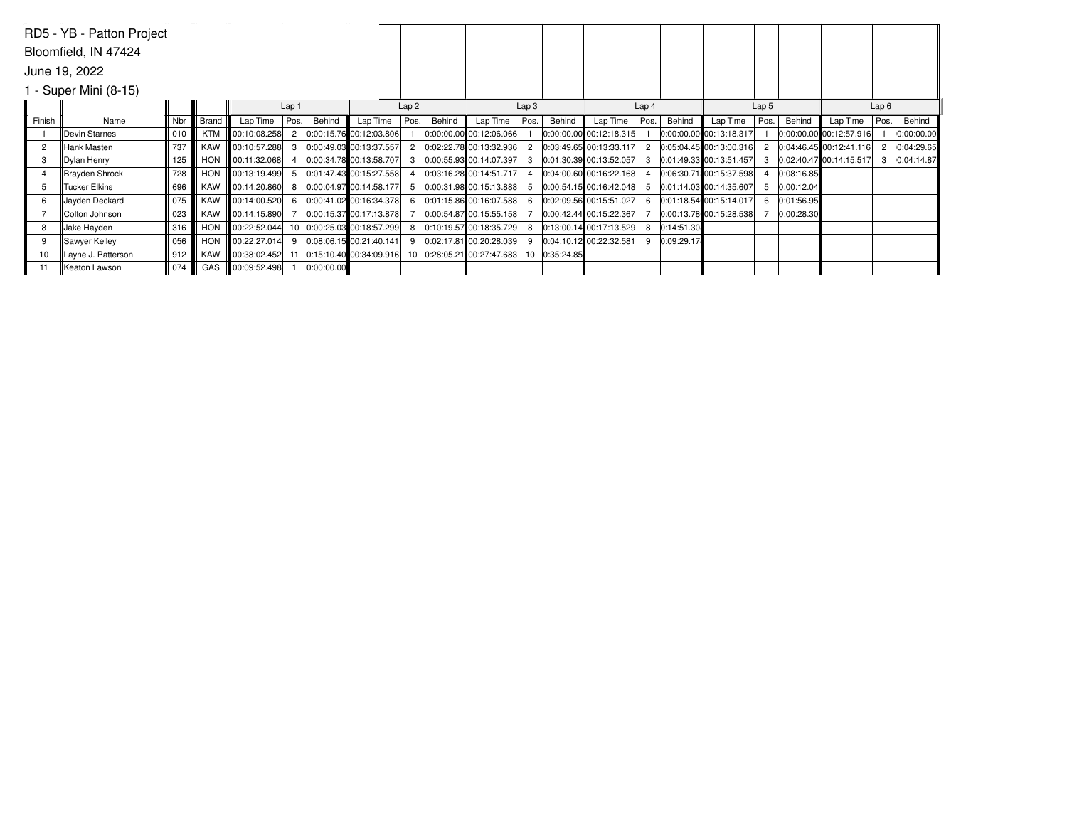RD5 - YB - Patton Project

Bloomfield, IN 47424

June 19, 2022

1 - Super Mini (8-15)

| Finish | Name | Nbr | Brand | Lap 1 | | | Lap 2 | | | Lap 3 | | | Lap 4 | | | Lap 5 | | | Lap 6 | | |
|---|---|---|---|---|---|---|---|---|---|---|---|---|---|---|---|---|---|---|---|---|---|
| | | | | Lap Time | Pos. | Behind | Lap Time | Pos. | Behind | Lap Time | Pos. | Behind | Lap Time | Pos. | Behind | Lap Time | Pos. | Behind | Lap Time | Pos. | Behind |
| 1 | Devin Starnes | 010 | KTM | 00:10:08.258 | 2 | 0:00:15.76 | 00:12:03.806 | 1 | 0:00:00.00 | 00:12:06.066 | 1 | 0:00:00.00 | 00:12:18.315 | 1 | 0:00:00.00 | 00:13:18.317 | 1 | 0:00:00.00 | 00:12:57.916 | 1 | 0:00:00.00 |
| 2 | Hank Masten | 737 | KAW | 00:10:57.288 | 3 | 0:00:49.03 | 00:13:37.557 | 2 | 0:02:22.78 | 00:13:32.936 | 2 | 0:03:49.65 | 00:13:33.117 | 2 | 0:05:04.45 | 00:13:00.316 | 2 | 0:04:46.45 | 00:12:41.116 | 2 | 0:04:29.65 |
| 3 | Dylan Henry | 125 | HON | 00:11:32.068 | 4 | 0:00:34.78 | 00:13:58.707 | 3 | 0:00:55.93 | 00:14:07.397 | 3 | 0:01:30.39 | 00:13:52.057 | 3 | 0:01:49.33 | 00:13:51.457 | 3 | 0:02:40.47 | 00:14:15.517 | 3 | 0:04:14.87 |
| 4 | Brayden Shrock | 728 | HON | 00:13:19.499 | 5 | 0:01:47.43 | 00:15:27.558 | 4 | 0:03:16.28 | 00:14:51.717 | 4 | 0:04:00.60 | 00:16:22.168 | 4 | 0:06:30.71 | 00:15:37.598 | 4 | 0:08:16.85 | | | |
| 5 | Tucker Elkins | 696 | KAW | 00:14:20.860 | 8 | 0:00:04.97 | 00:14:58.177 | 5 | 0:00:31.98 | 00:15:13.888 | 5 | 0:00:54.15 | 00:16:42.048 | 5 | 0:01:14.03 | 00:14:35.607 | 5 | 0:00:12.04 | | | |
| 6 | Jayden Deckard | 075 | KAW | 00:14:00.520 | 6 | 0:00:41.02 | 00:16:34.378 | 6 | 0:01:15.86 | 00:16:07.588 | 6 | 0:02:09.56 | 00:15:51.027 | 6 | 0:01:18.54 | 00:15:14.017 | 6 | 0:01:56.95 | | | |
| 7 | Colton Johnson | 023 | KAW | 00:14:15.890 | 7 | 0:00:15.37 | 00:17:13.878 | 7 | 0:00:54.87 | 00:15:55.158 | 7 | 0:00:42.44 | 00:15:22.367 | 7 | 0:00:13.78 | 00:15:28.538 | 7 | 0:00:28.30 | | | |
| 8 | Jake Hayden | 316 | HON | 00:22:52.044 | 10 | 0:00:25.03 | 00:18:57.299 | 8 | 0:10:19.57 | 00:18:35.729 | 8 | 0:13:00.14 | 00:17:13.529 | 8 | 0:14:51.30 | | | | | | |
| 9 | Sawyer Kelley | 056 | HON | 00:22:27.014 | 9 | 0:08:06.15 | 00:21:40.141 | 9 | 0:02:17.81 | 00:20:28.039 | 9 | 0:04:10.12 | 00:22:32.581 | 9 | 0:09:29.17 | | | | | | |
| 10 | Layne J. Patterson | 912 | KAW | 00:38:02.452 | 11 | 0:15:10.40 | 00:34:09.916 | 10 | 0:28:05.21 | 00:27:47.683 | 10 | 0:35:24.85 | | | | | | | | | |
| 11 | Keaton Lawson | 074 | GAS | 00:09:52.498 | 1 | 0:00:00.00 | | | | | | | | | | | | | | | |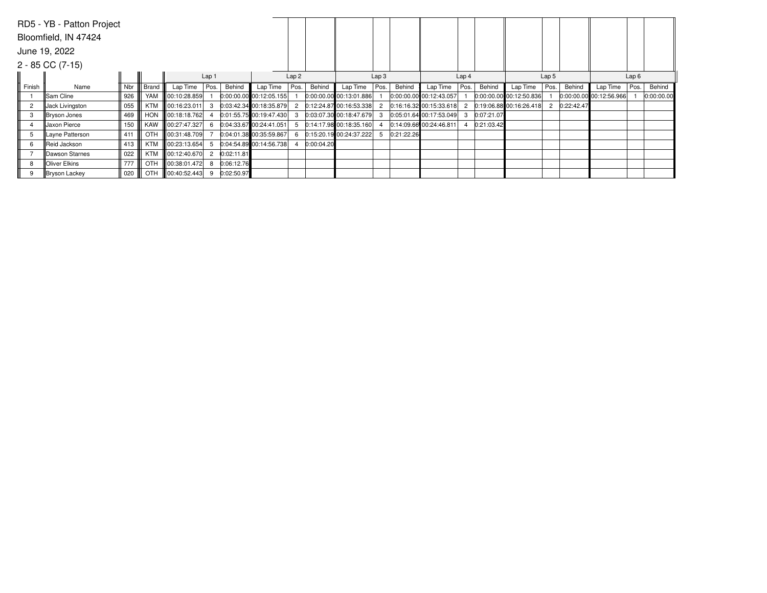RD5 - YB - Patton Project

Bloomfield, IN 47424

June 19, 2022

2 - 85 CC (7-15)

| Finish | Name | Nbr | Brand | Lap 1 | | | Lap 2 | | | Lap 3 | | | Lap 4 | | | Lap 5 | | | Lap 6 | | |
|---|---|---|---|---|---|---|---|---|---|---|---|---|---|---|---|---|---|---|---|---|---|
| | | | | Lap Time | Pos. | Behind | Lap Time | Pos. | Behind | Lap Time | Pos. | Behind | Lap Time | Pos. | Behind | Lap Time | Pos. | Behind | Lap Time | Pos. | Behind |
| 1 | Sam Cline | 926 | YAM | 00:10:28.859 | 1 | 0:00:00.00 | 00:12:05.155 | 1 | 0:00:00.00 | 00:13:01.886 | 1 | 0:00:00.00 | 00:12:43.057 | 1 | 0:00:00.00 | 00:12:50.836 | 1 | 0:00:00.00 | 00:12:56.966 | 1 | 0:00:00.00 |
| 2 | Jack Livingston | 055 | KTM | 00:16:23.011 | 3 | 0:03:42.34 | 00:18:35.879 | 2 | 0:12:24.87 | 00:16:53.338 | 2 | 0:16:16.32 | 00:15:33.618 | 2 | 0:19:06.88 | 00:16:26.418 | 2 | 0:22:42.47 | | | |
| 3 | Bryson Jones | 469 | HON | 00:18:18.762 | 4 | 0:01:55.75 | 00:19:47.430 | 3 | 0:03:07.30 | 00:18:47.679 | 3 | 0:05:01.64 | 00:17:53.049 | 3 | 0:07:21.07 | | | | | | |
| 4 | Jaxon Pierce | 150 | KAW | 00:27:47.327 | 6 | 0:04:33.67 | 00:24:41.051 | 5 | 0:14:17.98 | 00:18:35.160 | 4 | 0:14:09.66 | 00:24:46.811 | 4 | 0:21:03.42 | | | | | | |
| 5 | Layne Patterson | 411 | OTH | 00:31:48.709 | 7 | 0:04:01.38 | 00:35:59.867 | 6 | 0:15:20.19 | 00:24:37.222 | 5 | 0:21:22.26 | | | | | | | | | |
| 6 | Reid Jackson | 413 | KTM | 00:23:13.654 | 5 | 0:04:54.89 | 00:14:56.738 | 4 | 0:00:04.20 | | | | | | | | | | | | |
| 7 | Dawson Starnes | 022 | KTM | 00:12:40.670 | 2 | 0:02:11.81 | | | | | | | | | | | | | | | |
| 8 | Oliver Elkins | 777 | OTH | 00:38:01.472 | 8 | 0:06:12.76 | | | | | | | | | | | | | | | |
| 9 | Bryson Lackey | 020 | OTH | 00:40:52.443 | 9 | 0:02:50.97 | | | | | | | | | | | | | | | |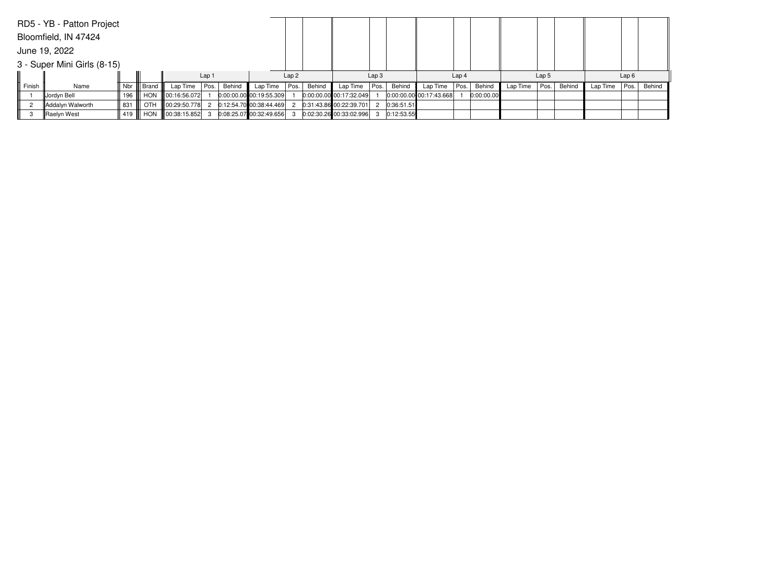RD5 - YB - Patton Project

Bloomfield, IN 47424

June 19, 2022

3 - Super Mini Girls (8-15)

| | | | | Lap 1 | | | Lap 2 | | | Lap 3 | | | Lap 4 | | | Lap 5 | | | Lap 6 | | |
|---|---|---|---|---|---|---|---|---|---|---|---|---|---|---|---|---|---|---|---|---|---|
| Finish | Name | Nbr | Brand | Lap Time | Pos. | Behind | Lap Time | Pos. | Behind | Lap Time | Pos. | Behind | Lap Time | Pos. | Behind | Lap Time | Pos. | Behind | Lap Time | Pos. | Behind |
| 1 | Jordyn Bell | 196 | HON | 00:16:56.072 | 1 | 0:00:00.00 | 00:19:55.309 | 1 | 0:00:00.00 | 00:17:32.049 | 1 | 0:00:00.00 | 00:17:43.668 | 1 | 0:00:00.00 | | | | | | |
| 2 | Addalyn Walworth | 831 | OTH | 00:29:50.778 | 2 | 0:12:54.70 | 00:38:44.469 | 2 | 0:31:43.86 | 00:22:39.701 | 2 | 0:36:51.51 | | | | | | | | | |
| 3 | Raelyn West | 419 | HON | 00:38:15.852 | 3 | 0:08:25.07 | 00:32:49.656 | 3 | 0:02:30.26 | 00:33:02.996 | 3 | 0:12:53.55 | | | | | | | | | |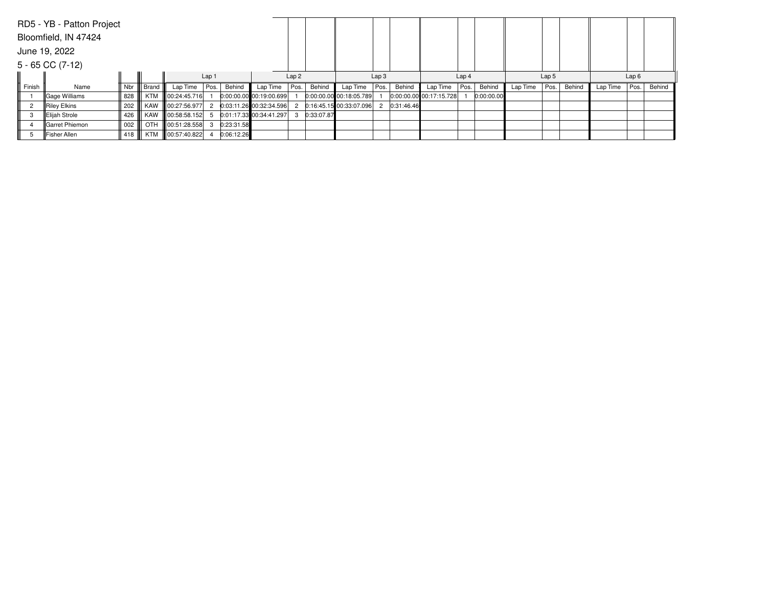RD5 - YB - Patton Project

Bloomfield, IN 47424

June 19, 2022

5 - 65 CC (7-12)

| | | | | Lap 1 | | | Lap 2 | | | Lap 3 | | | Lap 4 | | | Lap 5 | | | Lap 6 | | |
|---|---|---|---|---|---|---|---|---|---|---|---|---|---|---|---|---|---|---|---|---|---|
| Finish | Name | Nbr | Brand | Lap Time | Pos. | Behind | Lap Time | Pos. | Behind | Lap Time | Pos. | Behind | Lap Time | Pos. | Behind | Lap Time | Pos. | Behind | Lap Time | Pos. | Behind |
| 1 | Gage Williams | 828 | KTM | 00:24:45.716 | 1 | 0:00:00.00 | 00:19:00.699 | 1 | 0:00:00.00 | 00:18:05.789 | 1 | 0:00:00.00 | 00:17:15.728 | 1 | 0:00:00.00 | | | | | | |
| 2 | Riley Elkins | 202 | KAW | 00:27:56.977 | 2 | 0:03:11.26 | 00:32:34.596 | 2 | 0:16:45.15 | 00:33:07.096 | 2 | 0:31:46.46 | | | | | | | | | |
| 3 | Elijah Strole | 426 | KAW | 00:58:58.152 | 5 | 0:01:17.33 | 00:34:41.297 | 3 | 0:33:07.87 | | | | | | | | | | | | |
| 4 | Garret Phiemon | 002 | OTH | 00:51:28.558 | 3 | 0:23:31.58 | | | | | | | | | | | | | | | |
| 5 | Fisher Allen | 418 | KTM | 00:57:40.822 | 4 | 0:06:12.26 | | | | | | | | | | | | | | | |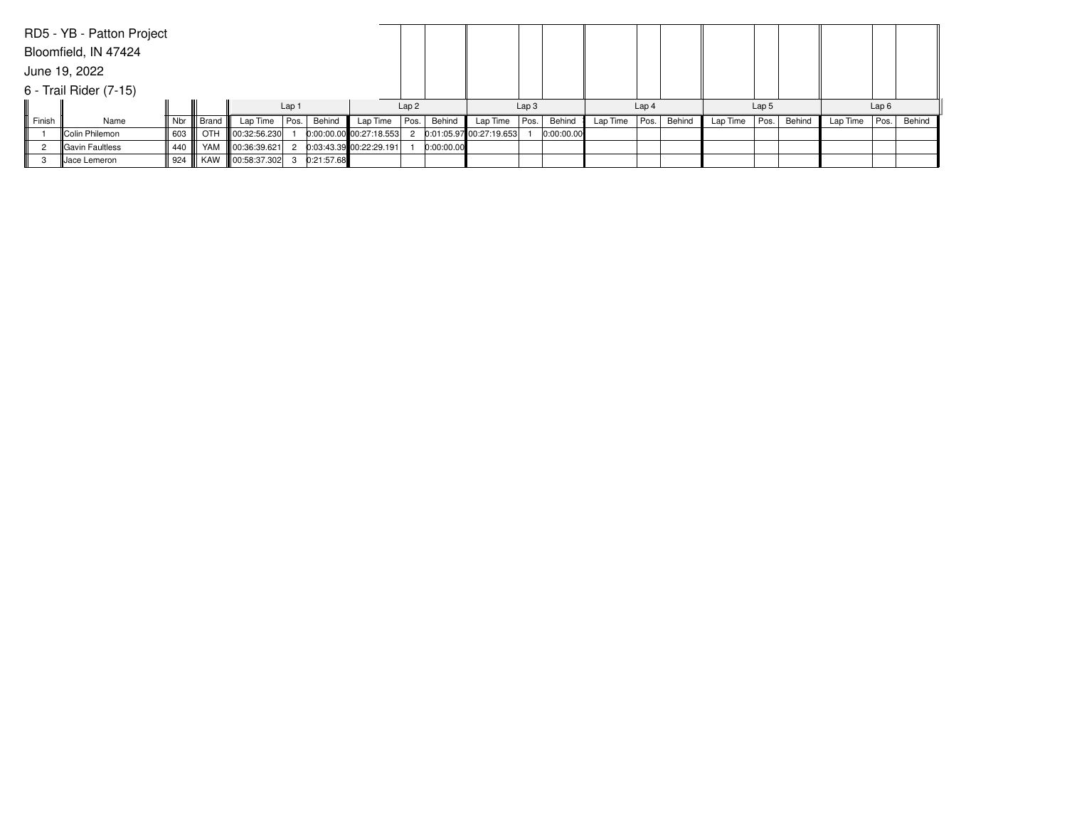RD5 - YB - Patton Project

Bloomfield, IN 47424

June 19, 2022

6 - Trail Rider (7-15)

| | | | | Lap 1 | | | Lap 2 | | | Lap 3 | | | Lap 4 | | | Lap 5 | | | Lap 6 | | |
|---|---|---|---|---|---|---|---|---|---|---|---|---|---|---|---|---|---|---|---|---|---|
| Finish | Name | Nbr | Brand | Lap Time | Pos. | Behind | Lap Time | Pos. | Behind | Lap Time | Pos. | Behind | Lap Time | Pos. | Behind | Lap Time | Pos. | Behind | Lap Time | Pos. | Behind |
| 1 | Colin Philemon | 603 | OTH | 00:32:56.230 | 1 | 0:00:00.00 | 00:27:18.553 | 2 | 0:01:05.97 | 00:27:19.653 | 1 | 0:00:00.00 | | | | | | | | | |
| 2 | Gavin Faultless | 440 | YAM | 00:36:39.621 | 2 | 0:03:43.39 | 00:22:29.191 | 1 | 0:00:00.00 | | | | | | | | | | | | |
| 3 | Jace Lemeron | 924 | KAW | 00:58:37.302 | 3 | 0:21:57.68 | | | | | | | | | | | | | | | |